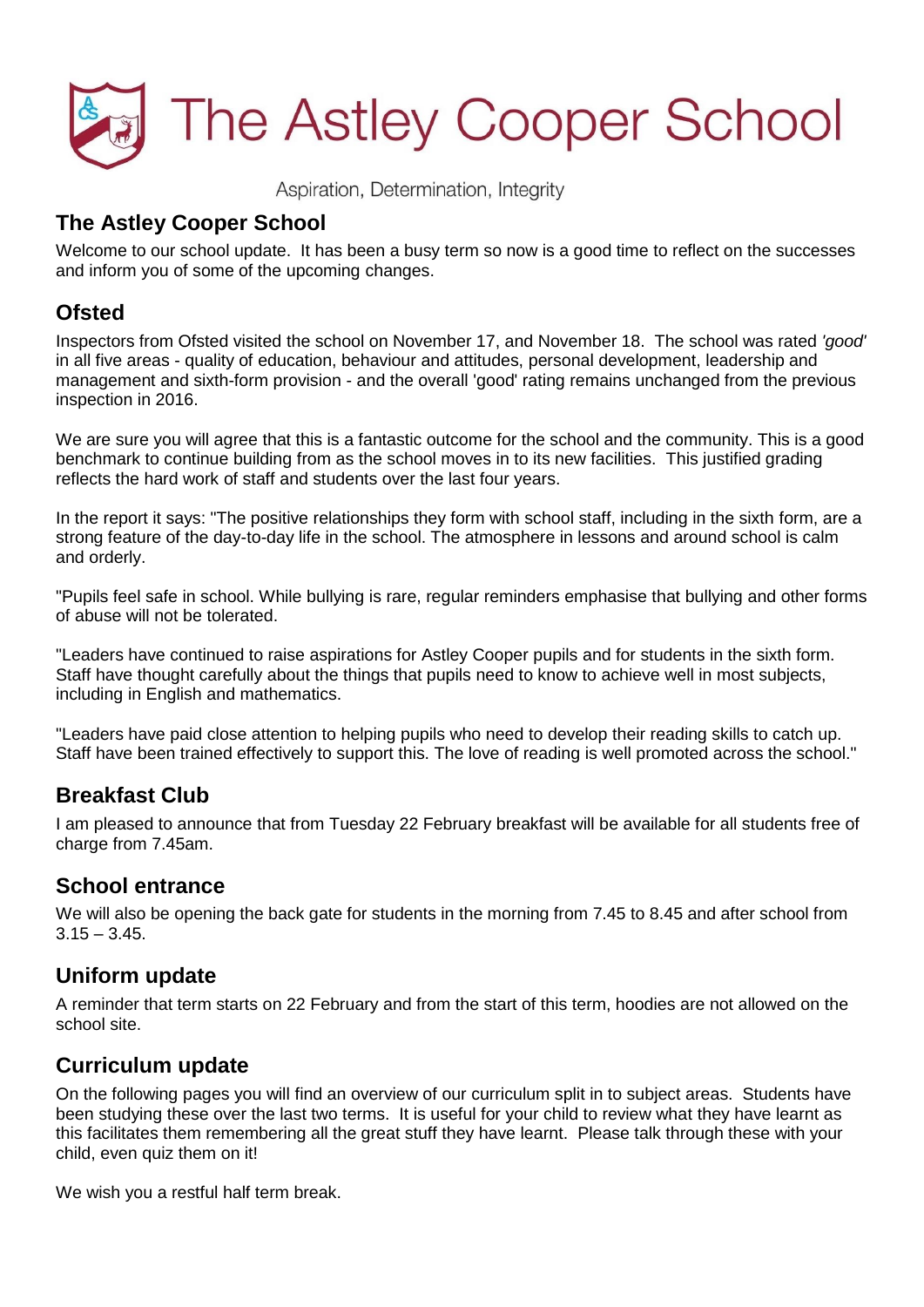# The Astley Cooper School

Aspiration, Determination, Integrity

## The Astley Cooper School

Welcome to our school update. It has been a busy term so now is a good time to reflect on the successes and inform you of some of the upcoming changes.

## Ofsted

Inspectors from Ofsted visited the school on November 17, and November 18. The school was rated *'good'* in all five areas - quality of education, behaviour and attitudes, personal development, leadership and management and sixth-form provision - and the overall 'good' rating remains unchanged from the previous inspection in 2016.

We are sure you will agree that this is a fantastic outcome for the school and the community. This is a good benchmark to continue building from as the school moves in to its new facilities. This justified grading reflects the hard work of staff and students over the last four years.

In the report it says: "The positive relationships they form with school staff, including in the sixth form, are a strong feature of the day-to-day life in the school. The atmosphere in lessons and around school is calm and orderly.

"Pupils feel safe in school. While bullying is rare, regular reminders emphasise that bullying and other forms of abuse will not be tolerated.

"Leaders have continued to raise aspirations for Astley Cooper pupils and for students in the sixth form. Staff have thought carefully about the things that pupils need to know to achieve well in most subjects, including in English and mathematics.

"Leaders have paid close attention to helping pupils who need to develop their reading skills to catch up. Staff have been trained effectively to support this. The love of reading is well promoted across the school."

## Breakfast Club

I am pleased to announce that from Tuesday 22 February breakfast will be available for all students free of charge from 7.45am.

## School entrance

We will also be opening the back gate for students in the morning from 7.45 to 8.45 and after school from 3.15 – 3.45.

## Uniform update

A reminder that term starts on 22 February and from the start of this term, hoodies are not allowed on the school site.

## Curriculum update

On the following pages you will find an overview of our curriculum split in to subject areas. Students have been studying these over the last two terms. It is useful for your child to review what they have learnt as this facilitates them remembering all the great stuff they have learnt. Please talk through these with your child, even quiz them on it!

We wish you a restful half term break.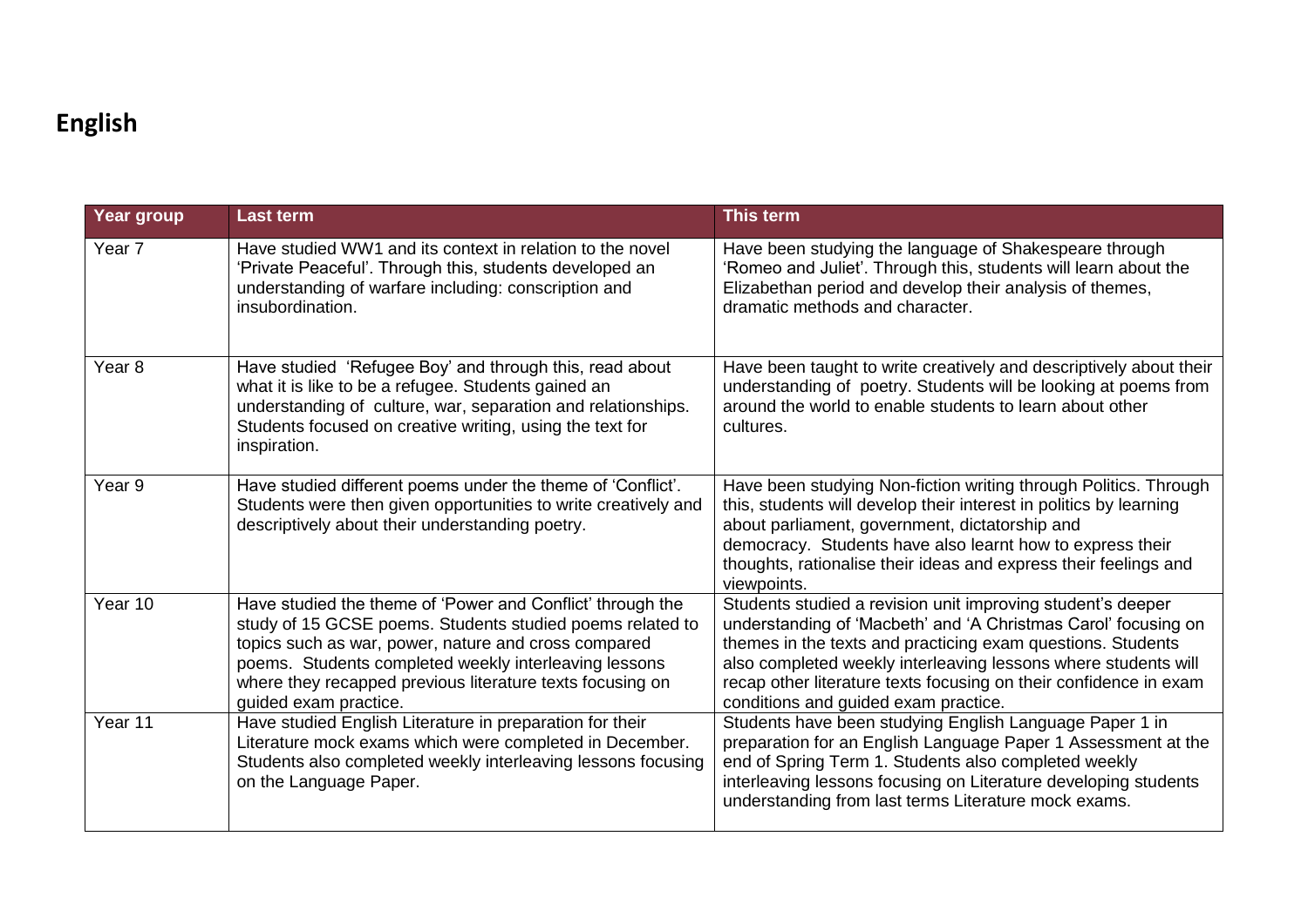# English

| Year group | Last term | This term |
| --- | --- | --- |
| Year 7 | Have studied WW1 and its context in relation to the novel 'Private Peaceful'. Through this, students developed an understanding of warfare including: conscription and insubordination. | Have been studying the language of Shakespeare through 'Romeo and Juliet'. Through this, students will learn about the Elizabethan period and develop their analysis of themes, dramatic methods and character. |
| Year 8 | Have studied 'Refugee Boy' and through this, read about what it is like to be a refugee. Students gained an understanding of culture, war, separation and relationships. Students focused on creative writing, using the text for inspiration. | Have been taught to write creatively and descriptively about their understanding of poetry. Students will be looking at poems from around the world to enable students to learn about other cultures. |
| Year 9 | Have studied different poems under the theme of 'Conflict'. Students were then given opportunities to write creatively and descriptively about their understanding poetry. | Have been studying Non-fiction writing through Politics. Through this, students will develop their interest in politics by learning about parliament, government, dictatorship and democracy. Students have also learnt how to express their thoughts, rationalise their ideas and express their feelings and viewpoints. |
| Year 10 | Have studied the theme of 'Power and Conflict' through the study of 15 GCSE poems. Students studied poems related to topics such as war, power, nature and cross compared poems. Students completed weekly interleaving lessons where they recapped previous literature texts focusing on guided exam practice. | Students studied a revision unit improving student's deeper understanding of 'Macbeth' and 'A Christmas Carol' focusing on themes in the texts and practicing exam questions. Students also completed weekly interleaving lessons where students will recap other literature texts focusing on their confidence in exam conditions and guided exam practice. |
| Year 11 | Have studied English Literature in preparation for their Literature mock exams which were completed in December. Students also completed weekly interleaving lessons focusing on the Language Paper. | Students have been studying English Language Paper 1 in preparation for an English Language Paper 1 Assessment at the end of Spring Term 1. Students also completed weekly interleaving lessons focusing on Literature developing students understanding from last terms Literature mock exams. |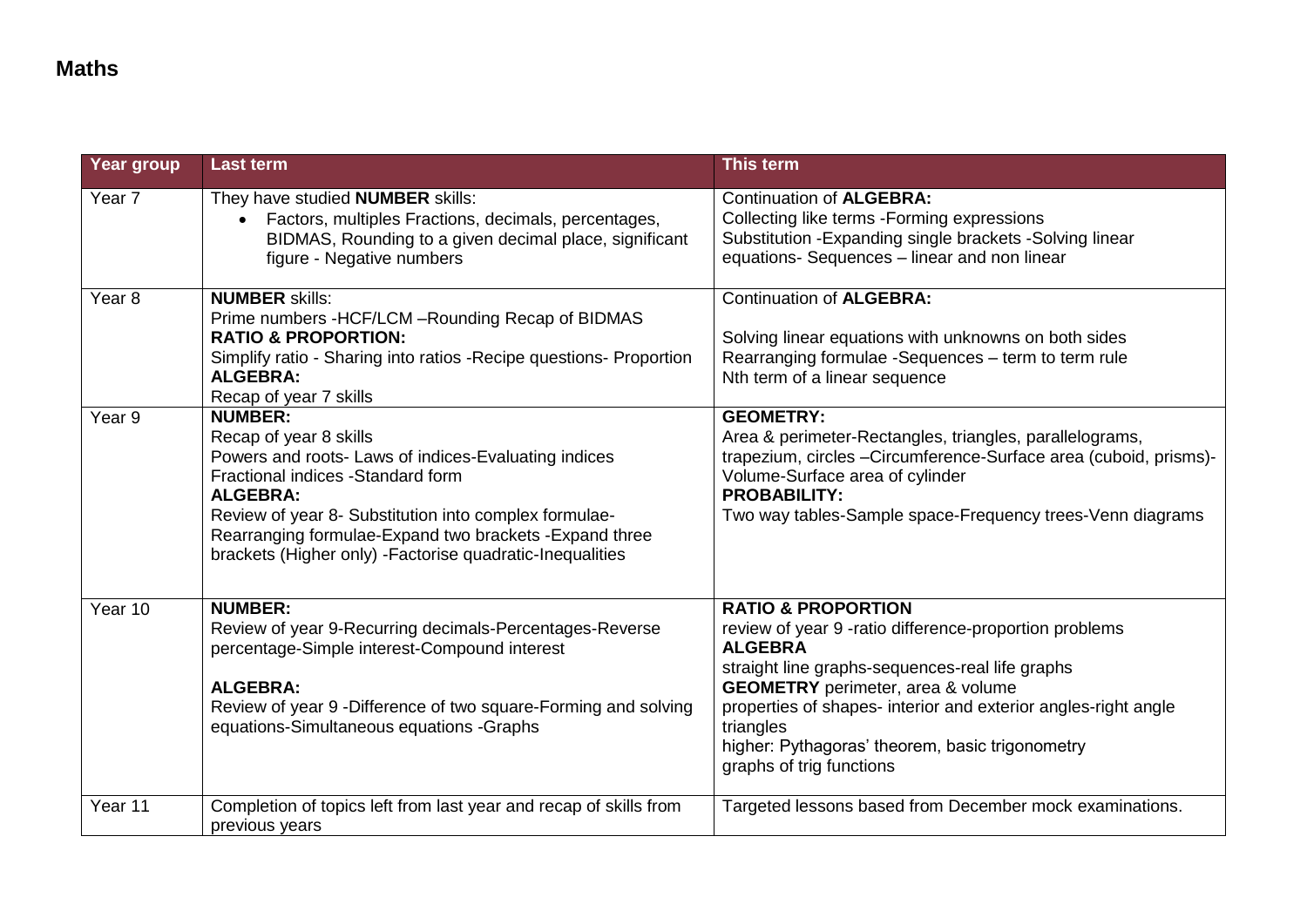## Maths

| Year group | Last term | This term |
|---|---|---|
| Year 7 | They have studied **NUMBER** skills:<br>• Factors, multiples Fractions, decimals, percentages, BIDMAS, Rounding to a given decimal place, significant figure - Negative numbers | Continuation of **ALGEBRA:**<br>Collecting like terms -Forming expressions<br>Substitution -Expanding single brackets -Solving linear equations- Sequences – linear and non linear |
| Year 8 | **NUMBER** skills:<br>Prime numbers -HCF/LCM –Rounding Recap of BIDMAS<br>**RATIO & PROPORTION:**<br>Simplify ratio - Sharing into ratios -Recipe questions- Proportion<br>**ALGEBRA:**<br>Recap of year 7 skills | Continuation of **ALGEBRA:**<br><br>Solving linear equations with unknowns on both sides<br>Rearranging formulae -Sequences – term to term rule<br>Nth term of a linear sequence |
| Year 9 | **NUMBER:**<br>Recap of year 8 skills<br>Powers and roots- Laws of indices-Evaluating indices<br>Fractional indices -Standard form<br>**ALGEBRA:**<br>Review of year 8- Substitution into complex formulae-Rearranging formulae-Expand two brackets -Expand three brackets (Higher only) -Factorise quadratic-Inequalities | **GEOMETRY:**<br>Area & perimeter-Rectangles, triangles, parallelograms, trapezium, circles –Circumference-Surface area (cuboid, prisms)-Volume-Surface area of cylinder<br>**PROBABILITY:**<br>Two way tables-Sample space-Frequency trees-Venn diagrams |
| Year 10 | **NUMBER:**<br>Review of year 9-Recurring decimals-Percentages-Reverse percentage-Simple interest-Compound interest<br><br>**ALGEBRA:**<br>Review of year 9 -Difference of two square-Forming and solving equations-Simultaneous equations -Graphs | **RATIO & PROPORTION**<br>review of year 9 -ratio difference-proportion problems<br>**ALGEBRA**<br>straight line graphs-sequences-real life graphs<br>**GEOMETRY** perimeter, area & volume<br>properties of shapes- interior and exterior angles-right angle triangles<br>higher: Pythagoras' theorem, basic trigonometry<br>graphs of trig functions |
| Year 11 | Completion of topics left from last year and recap of skills from previous years | Targeted lessons based from December mock examinations. |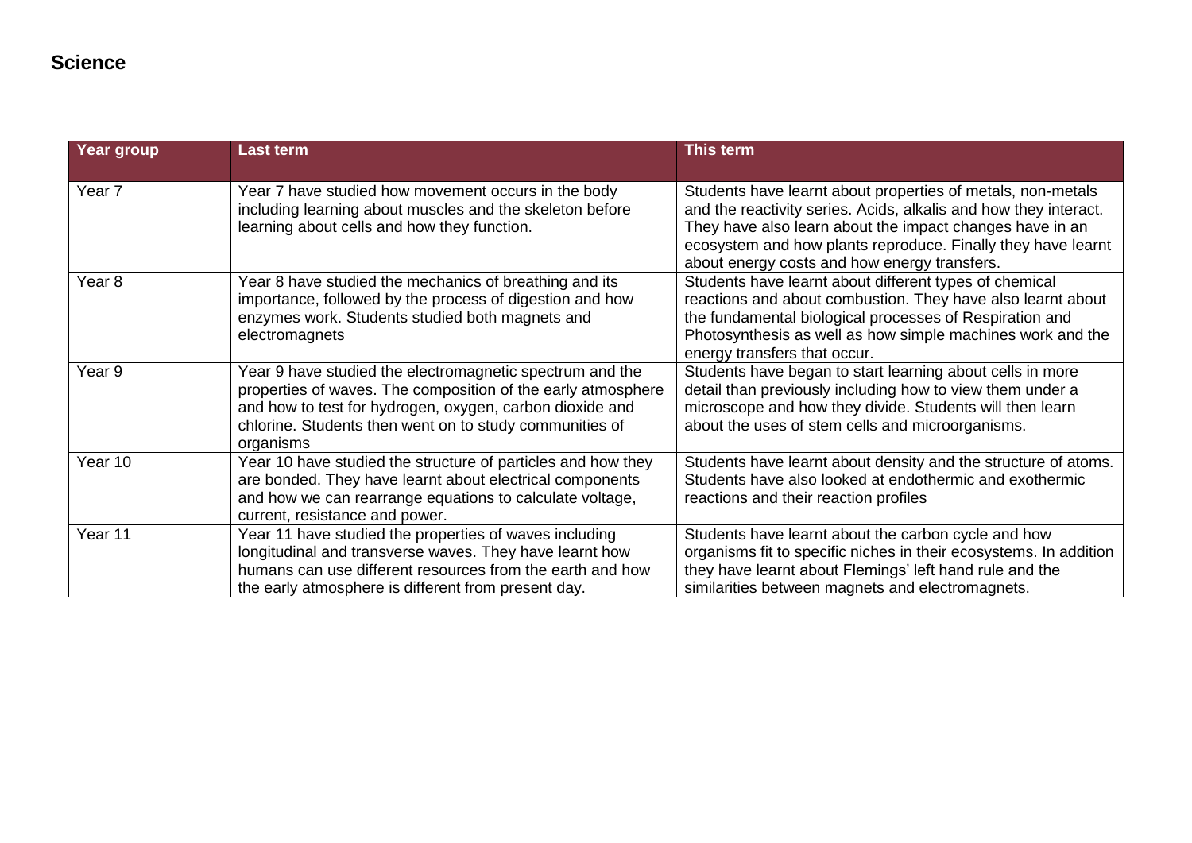## Science

| Year group | Last term | This term |
| --- | --- | --- |
| Year 7 | Year 7 have studied how movement occurs in the body including learning about muscles and the skeleton before learning about cells and how they function. | Students have learnt about properties of metals, non-metals and the reactivity series. Acids, alkalis and how they interact. They have also learn about the impact changes have in an ecosystem and how plants reproduce. Finally they have learnt about energy costs and how energy transfers. |
| Year 8 | Year 8 have studied the mechanics of breathing and its importance, followed by the process of digestion and how enzymes work. Students studied both magnets and electromagnets | Students have learnt about different types of chemical reactions and about combustion. They have also learnt about the fundamental biological processes of Respiration and Photosynthesis as well as how simple machines work and the energy transfers that occur. |
| Year 9 | Year 9 have studied the electromagnetic spectrum and the properties of waves. The composition of the early atmosphere and how to test for hydrogen, oxygen, carbon dioxide and chlorine. Students then went on to study communities of organisms | Students have began to start learning about cells in more detail than previously including how to view them under a microscope and how they divide. Students will then learn about the uses of stem cells and microorganisms. |
| Year 10 | Year 10 have studied the structure of particles and how they are bonded. They have learnt about electrical components and how we can rearrange equations to calculate voltage, current, resistance and power. | Students have learnt about density and the structure of atoms. Students have also looked at endothermic and exothermic reactions and their reaction profiles |
| Year 11 | Year 11 have studied the properties of waves including longitudinal and transverse waves. They have learnt how humans can use different resources from the earth and how the early atmosphere is different from present day. | Students have learnt about the carbon cycle and how organisms fit to specific niches in their ecosystems. In addition they have learnt about Flemings' left hand rule and the similarities between magnets and electromagnets. |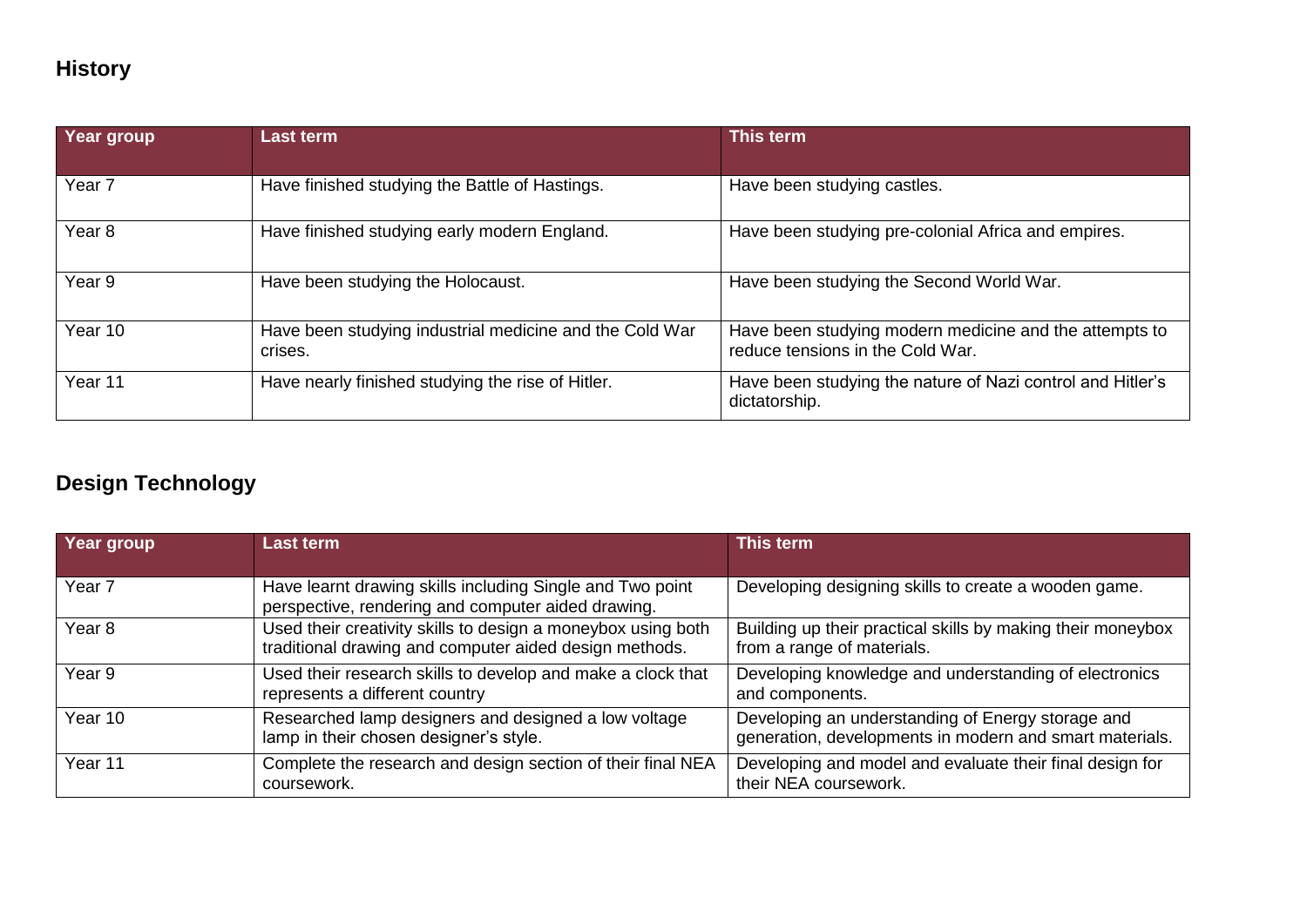## History

| Year group | Last term | This term |
|---|---|---|
| Year 7 | Have finished studying the Battle of Hastings. | Have been studying castles. |
| Year 8 | Have finished studying early modern England. | Have been studying pre-colonial Africa and empires. |
| Year 9 | Have been studying the Holocaust. | Have been studying the Second World War. |
| Year 10 | Have been studying industrial medicine and the Cold War crises. | Have been studying modern medicine and the attempts to reduce tensions in the Cold War. |
| Year 11 | Have nearly finished studying the rise of Hitler. | Have been studying the nature of Nazi control and Hitler's dictatorship. |

## Design Technology

| Year group | Last term | This term |
|---|---|---|
| Year 7 | Have learnt drawing skills including Single and Two point perspective, rendering and computer aided drawing. | Developing designing skills to create a wooden game. |
| Year 8 | Used their creativity skills to design a moneybox using both traditional drawing and computer aided design methods. | Building up their practical skills by making their moneybox from a range of materials. |
| Year 9 | Used their research skills to develop and make a clock that represents a different country | Developing knowledge and understanding of electronics and components. |
| Year 10 | Researched lamp designers and designed a low voltage lamp in their chosen designer's style. | Developing an understanding of Energy storage and generation, developments in modern and smart materials. |
| Year 11 | Complete the research and design section of their final NEA coursework. | Developing and model and evaluate their final design for their NEA coursework. |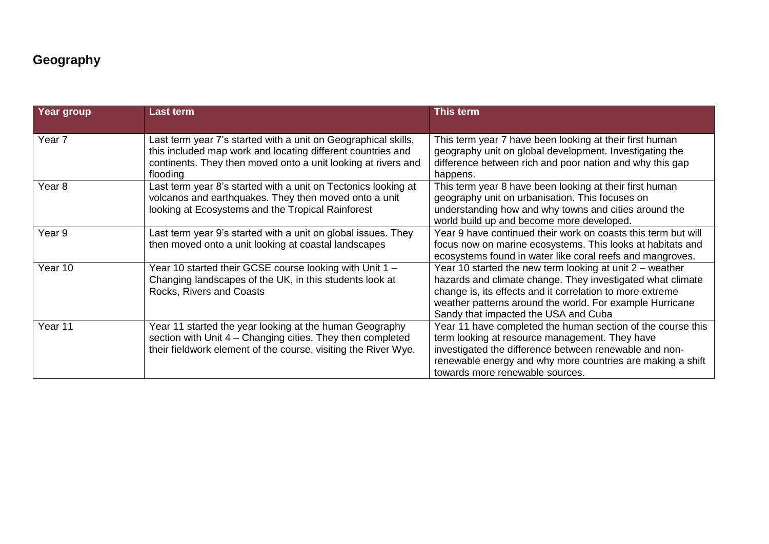## Geography

| Year group | Last term | This term |
| --- | --- | --- |
| Year 7 | Last term year 7's started with a unit on Geographical skills, this included map work and locating different countries and continents. They then moved onto a unit looking at rivers and flooding | This term year 7 have been looking at their first human geography unit on global development. Investigating the difference between rich and poor nation and why this gap happens. |
| Year 8 | Last term year 8's started with a unit on Tectonics looking at volcanos and earthquakes. They then moved onto a unit looking at Ecosystems and the Tropical Rainforest | This term year 8 have been looking at their first human geography unit on urbanisation. This focuses on understanding how and why towns and cities around the world build up and become more developed. |
| Year 9 | Last term year 9's started with a unit on global issues. They then moved onto a unit looking at coastal landscapes | Year 9 have continued their work on coasts this term but will focus now on marine ecosystems. This looks at habitats and ecosystems found in water like coral reefs and mangroves. |
| Year 10 | Year 10 started their GCSE course looking with Unit 1 – Changing landscapes of the UK, in this students look at Rocks, Rivers and Coasts | Year 10 started the new term looking at unit 2 – weather hazards and climate change. They investigated what climate change is, its effects and it correlation to more extreme weather patterns around the world. For example Hurricane Sandy that impacted the USA and Cuba |
| Year 11 | Year 11 started the year looking at the human Geography section with Unit 4 – Changing cities. They then completed their fieldwork element of the course, visiting the River Wye. | Year 11 have completed the human section of the course this term looking at resource management. They have investigated the difference between renewable and non-renewable energy and why more countries are making a shift towards more renewable sources. |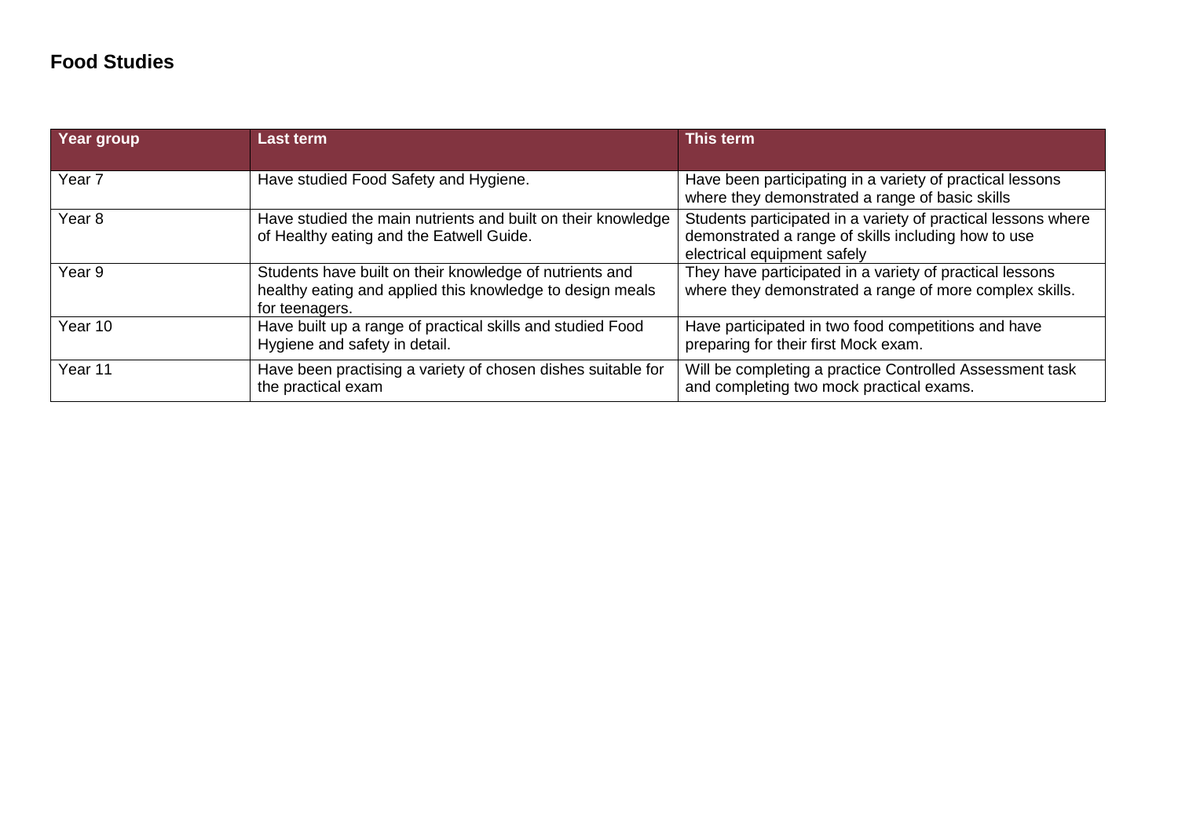## Food Studies

| Year group | Last term | This term |
|---|---|---|
| Year 7 | Have studied Food Safety and Hygiene. | Have been participating in a variety of practical lessons where they demonstrated a range of basic skills |
| Year 8 | Have studied the main nutrients and built on their knowledge of Healthy eating and the Eatwell Guide. | Students participated in a variety of practical lessons where demonstrated a range of skills including how to use electrical equipment safely |
| Year 9 | Students have built on their knowledge of nutrients and healthy eating and applied this knowledge to design meals for teenagers. | They have participated in a variety of practical lessons where they demonstrated a range of more complex skills. |
| Year 10 | Have built up a range of practical skills and studied Food Hygiene and safety in detail. | Have participated in two food competitions and have preparing for their first Mock exam. |
| Year 11 | Have been practising a variety of chosen dishes suitable for the practical exam | Will be completing a practice Controlled Assessment task and completing two mock practical exams. |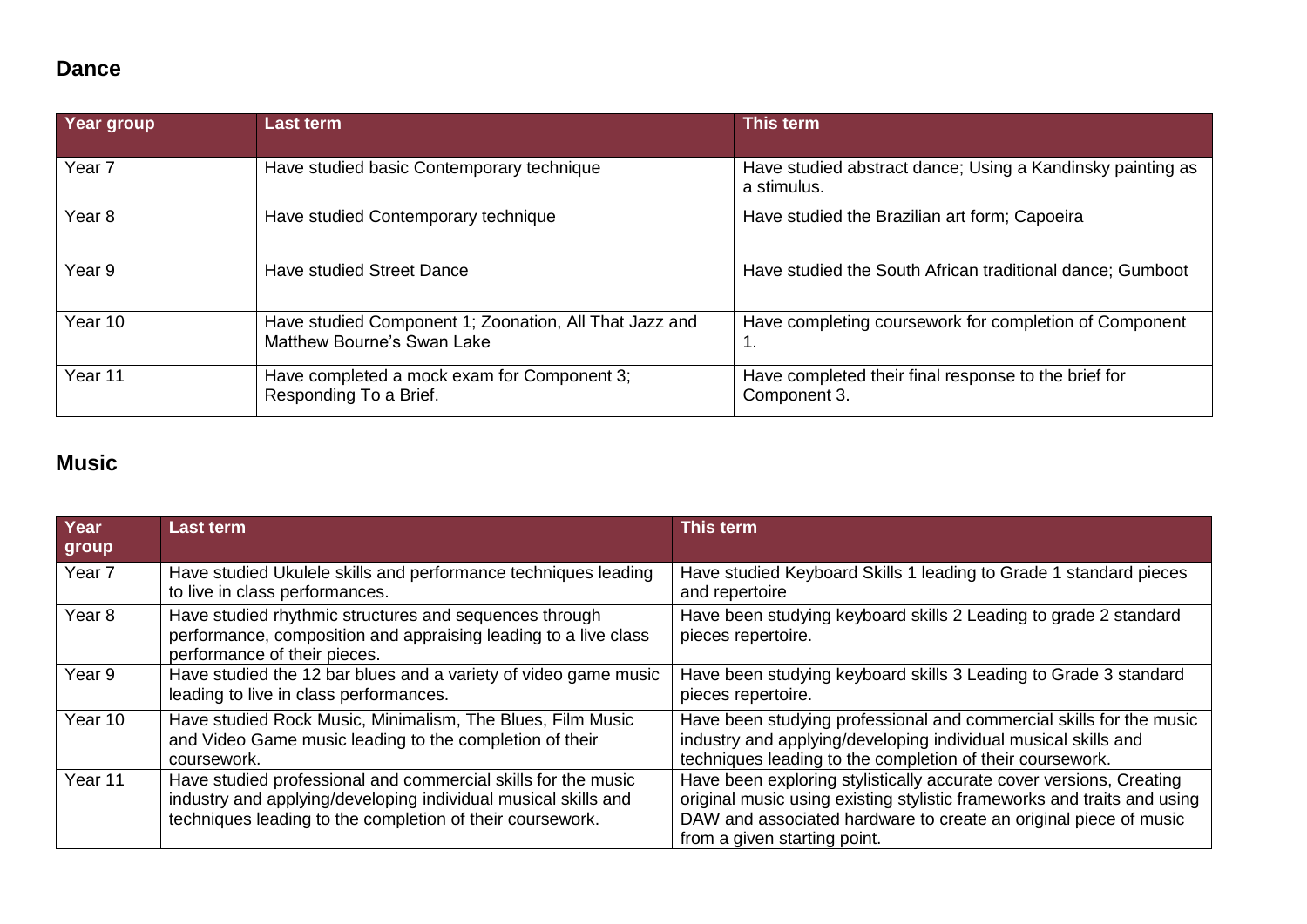## Dance

| Year group | Last term | This term |
|---|---|---|
| Year 7 | Have studied basic Contemporary technique | Have studied abstract dance; Using a Kandinsky painting as a stimulus. |
| Year 8 | Have studied Contemporary technique | Have studied the Brazilian art form; Capoeira |
| Year 9 | Have studied Street Dance | Have studied the South African traditional dance; Gumboot |
| Year 10 | Have studied Component 1; Zoonation, All That Jazz and Matthew Bourne's Swan Lake | Have completing coursework for completion of Component 1. |
| Year 11 | Have completed a mock exam for Component 3; Responding To a Brief. | Have completed their final response to the brief for Component 3. |

## Music

| Year group | Last term | This term |
|---|---|---|
| Year 7 | Have studied Ukulele skills and performance techniques leading to live in class performances. | Have studied Keyboard Skills 1 leading to Grade 1 standard pieces and repertoire |
| Year 8 | Have studied rhythmic structures and sequences through performance, composition and appraising leading to a live class performance of their pieces. | Have been studying keyboard skills 2 Leading to grade 2 standard pieces repertoire. |
| Year 9 | Have studied the 12 bar blues and a variety of video game music leading to live in class performances. | Have been studying keyboard skills 3 Leading to Grade 3 standard pieces repertoire. |
| Year 10 | Have studied Rock Music, Minimalism, The Blues, Film Music and Video Game music leading to the completion of their coursework. | Have been studying professional and commercial skills for the music industry and applying/developing individual musical skills and techniques leading to the completion of their coursework. |
| Year 11 | Have studied professional and commercial skills for the music industry and applying/developing individual musical skills and techniques leading to the completion of their coursework. | Have been exploring stylistically accurate cover versions, Creating original music using existing stylistic frameworks and traits and using DAW and associated hardware to create an original piece of music from a given starting point. |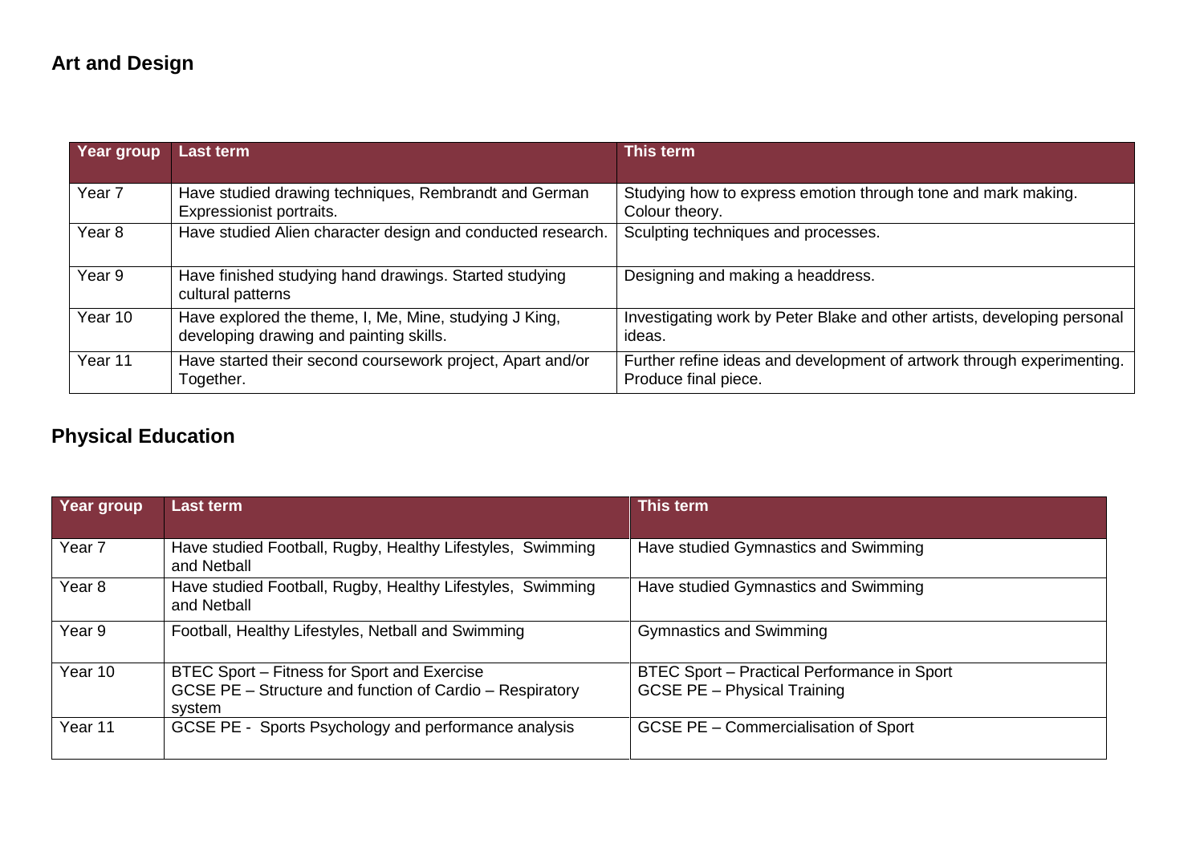## Art and Design

| Year group | Last term | This term |
|---|---|---|
| Year 7 | Have studied drawing techniques, Rembrandt and German Expressionist portraits. | Studying how to express emotion through tone and mark making. Colour theory. |
| Year 8 | Have studied Alien character design and conducted research. | Sculpting techniques and processes. |
| Year 9 | Have finished studying hand drawings. Started studying cultural patterns | Designing and making a headdress. |
| Year 10 | Have explored the theme, I, Me, Mine, studying J King, developing drawing and painting skills. | Investigating work by Peter Blake and other artists, developing personal ideas. |
| Year 11 | Have started their second coursework project, Apart and/or Together. | Further refine ideas and development of artwork through experimenting. Produce final piece. |

## Physical Education

| Year group | Last term | This term |
|---|---|---|
| Year 7 | Have studied Football, Rugby, Healthy Lifestyles, Swimming and Netball | Have studied Gymnastics and Swimming |
| Year 8 | Have studied Football, Rugby, Healthy Lifestyles, Swimming and Netball | Have studied Gymnastics and Swimming |
| Year 9 | Football, Healthy Lifestyles, Netball and Swimming | Gymnastics and Swimming |
| Year 10 | BTEC Sport – Fitness for Sport and Exercise<br>GCSE PE – Structure and function of Cardio – Respiratory system | BTEC Sport – Practical Performance in Sport<br>GCSE PE – Physical Training |
| Year 11 | GCSE PE - Sports Psychology and performance analysis | GCSE PE – Commercialisation of Sport |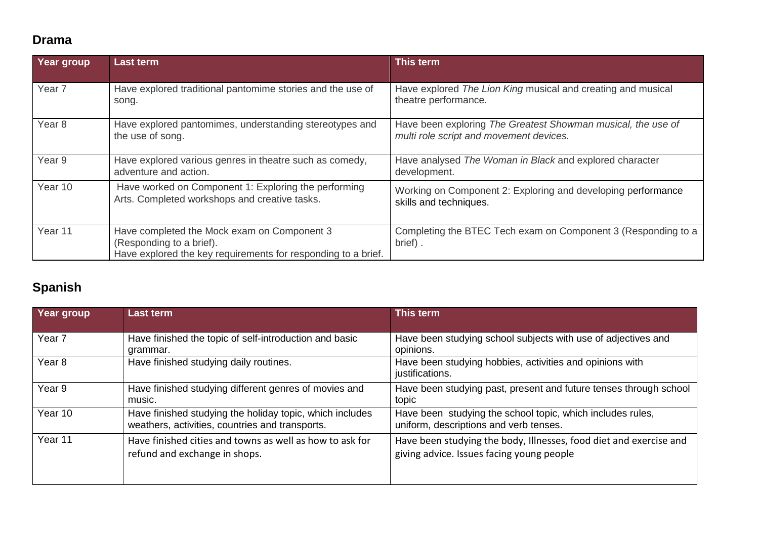## Drama

| Year group | Last term | This term |
|---|---|---|
| Year 7 | Have explored traditional pantomime stories and the use of song. | Have explored *The Lion King* musical and creating and musical theatre performance. |
| Year 8 | Have explored pantomimes, understanding stereotypes and the use of song. | Have been exploring *The Greatest Showman musical, the use of multi role script and movement devices.* |
| Year 9 | Have explored various genres in theatre such as comedy, adventure and action. | Have analysed *The Woman in Black* and explored character development. |
| Year 10 | Have worked on Component 1: Exploring the performing Arts. Completed workshops and creative tasks. | Working on Component 2: Exploring and developing performance skills and techniques. |
| Year 11 | Have completed the Mock exam on Component 3 (Responding to a brief).<br>Have explored the key requirements for responding to a brief. | Completing the BTEC Tech exam on Component 3 (Responding to a brief) . |

## Spanish

| Year group | Last term | This term |
|---|---|---|
| Year 7 | Have finished the topic of self-introduction and basic grammar. | Have been studying school subjects with use of adjectives and opinions. |
| Year 8 | Have finished studying daily routines. | Have been studying hobbies, activities and opinions with justifications. |
| Year 9 | Have finished studying different genres of movies and music. | Have been studying past, present and future tenses through school topic |
| Year 10 | Have finished studying the holiday topic, which includes weathers, activities, countries and transports. | Have been studying the school topic, which includes rules, uniform, descriptions and verb tenses. |
| Year 11 | Have finished cities and towns as well as how to ask for refund and exchange in shops. | Have been studying the body, Illnesses, food diet and exercise and giving advice. Issues facing young people |